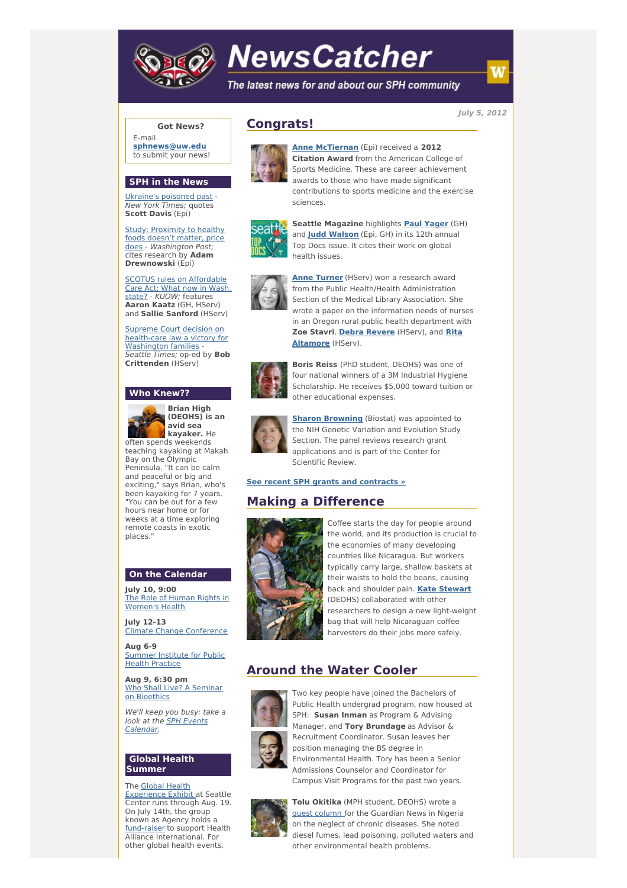# NewsCatcher

*The latest news for and about our SPH community*

*July 5, 2012*

## Congrats!

**Anne McTiernan** (Epi) received a **2012 Citation Award** from the American College of Sports Medicine. These are career achievement awards to those who have made significant contributions to sports medicine and the exercise sciences.

**Seattle Magazine** highlights **Paul Yager** (GH) and **Judd Walson** (Epi, GH) in its 12th annual Top Docs issue. It cites their work on global health issues.

**Anne Turner** (HServ) won a research award from the Public Health/Health Administration Section of the Medical Library Association. She wrote a paper on the information needs of nurses in an Oregon rural public health department with **Zoe Stavri**, **Debra Revere** (HServ), and **Rita Altamore** (HServ).

**Boris Reiss** (PhD student, DEOHS) was one of four national winners of a 3M Industrial Hygiene Scholarship. He receives $5,000 toward tuition or other educational expenses.

**Sharon Browning** (Biostat) was appointed to the NIH Genetic Variation and Evolution Study Section. The panel reviews research grant applications and is part of the Center for Scientific Review.

**See recent SPH grants and contracts »**

## Making a Difference

Coffee starts the day for people around the world, and its production is crucial to the economies of many developing countries like Nicaragua. But workers typically carry large, shallow baskets at their waists to hold the beans, causing back and shoulder pain. **Kate Stewart** (DEOHS) collaborated with other researchers to design a new light-weight bag that will help Nicaraguan coffee harvesters do their jobs more safely.

## Around the Water Cooler

Two key people have joined the Bachelors of Public Health undergrad program, now housed at SPH: **Susan Inman** as Program & Advising Manager, and **Tory Brundage** as Advisor & Recruitment Coordinator. Susan leaves her position managing the BS degree in Environmental Health. Tory has been a Senior Admissions Counselor and Coordinator for Campus Visit Programs for the past two years.

**Tolu Okitika** (MPH student, DEOHS) wrote a guest column for the Guardian News in Nigeria on the neglect of chronic diseases. She noted diesel fumes, lead poisoning, polluted waters and other environmental health problems.

---

### Got News?

E-mail **sphnews@uw.edu** to submit your news!

### SPH in the News

Ukraine's poisoned past - *New York Times;* quotes **Scott Davis** (Epi)

Study: Proximity to healthy foods doesn't matter, price does - *Washington Post;* cites research by **Adam Drewnowski** (Epi)

SCOTUS rules on Affordable Care Act: What now in Wash. state? - *KUOW;* features **Aaron Kaatz** (GH, HServ) and **Sallie Sanford** (HServ)

Supreme Court decision on health-care law a victory for Washington families - *Seattle Times;* op-ed by **Bob Crittenden** (HServ)

### Who Knew??

**Brian High (DEOHS) is an avid sea kayaker.** He often spends weekends teaching kayaking at Makah Bay on the Olympic Peninsula. "It can be calm and peaceful or big and exciting," says Brian, who's been kayaking for 7 years. "You can be out for a few hours near home or for weeks at a time exploring remote coasts in exotic places."

### On the Calendar

**July 10, 9:00**
The Role of Human Rights in Women's Health

**July 12-13**
Climate Change Conference

**Aug 6-9**
Summer Institute for Public Health Practice

**Aug 9, 6:30 pm**
Who Shall Live? A Seminar on Bioethics

*We'll keep you busy: take a look at the SPH Events Calendar.*

### Global Health Summer

The Global Health Experience Exhibit at Seattle Center runs through Aug. 19. On July 14th, the group known as Agency holds a fund-raiser to support Health Alliance International. For other global health events,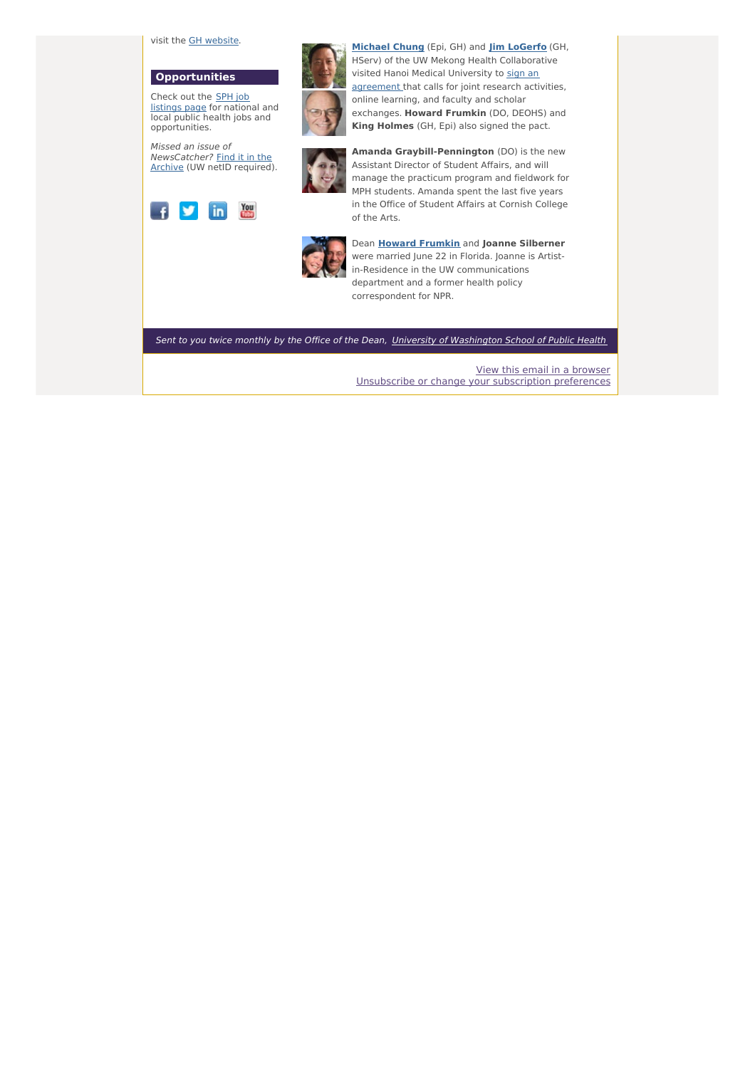visit the GH website.

## Opportunities

Check out the SPH job listings page for national and local public health jobs and opportunities.

*Missed an issue of NewsCatcher?* Find it in the Archive (UW netID required).

**Michael Chung** (Epi, GH) and **Jim LoGerfo** (GH, HServ) of the UW Mekong Health Collaborative visited Hanoi Medical University to sign an agreement that calls for joint research activities, online learning, and faculty and scholar exchanges. **Howard Frumkin** (DO, DEOHS) and **King Holmes** (GH, Epi) also signed the pact.

**Amanda Graybill-Pennington** (DO) is the new Assistant Director of Student Affairs, and will manage the practicum program and fieldwork for MPH students. Amanda spent the last five years in the Office of Student Affairs at Cornish College of the Arts.

Dean **Howard Frumkin** and **Joanne Silberner** were married June 22 in Florida. Joanne is Artist-in-Residence in the UW communications department and a former health policy correspondent for NPR.

*Sent to you twice monthly by the Office of the Dean, University of Washington School of Public Health*

View this email in a browser
Unsubscribe or change your subscription preferences